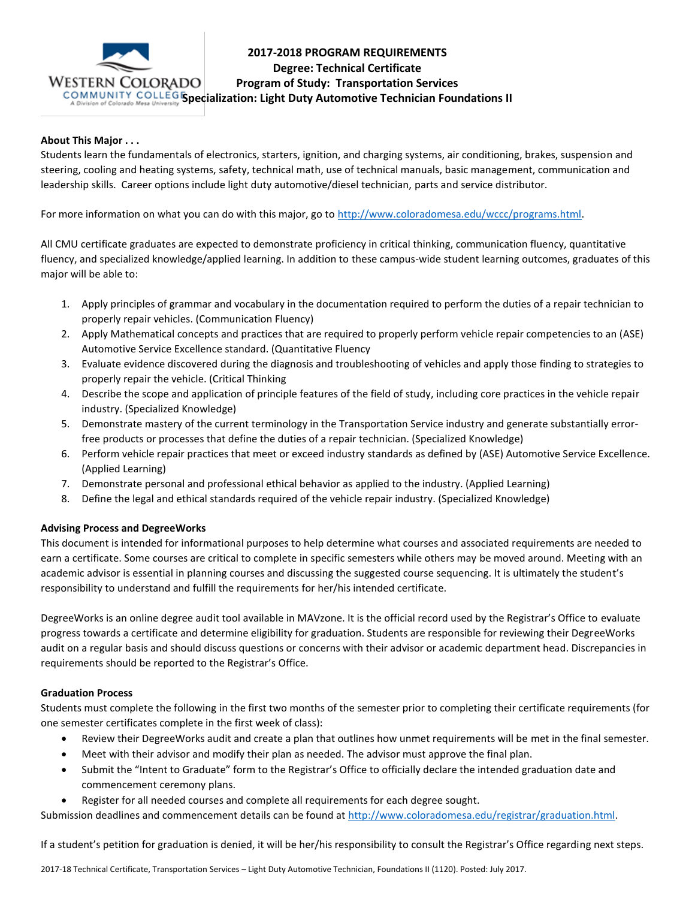# 2017-2018 PROGRAM REQUIREMENTS
## Degree: Technical Certificate
## Program of Study: Transportation Services
## Specialization: Light Duty Automotive Technician Foundations II

**About This Major . . .**

Students learn the fundamentals of electronics, starters, ignition, and charging systems, air conditioning, brakes, suspension and steering, cooling and heating systems, safety, technical math, use of technical manuals, basic management, communication and leadership skills. Career options include light duty automotive/diesel technician, parts and service distributor.

For more information on what you can do with this major, go to http://www.coloradomesa.edu/wccc/programs.html.

All CMU certificate graduates are expected to demonstrate proficiency in critical thinking, communication fluency, quantitative fluency, and specialized knowledge/applied learning. In addition to these campus-wide student learning outcomes, graduates of this major will be able to:

1. Apply principles of grammar and vocabulary in the documentation required to perform the duties of a repair technician to properly repair vehicles. (Communication Fluency)
2. Apply Mathematical concepts and practices that are required to properly perform vehicle repair competencies to an (ASE) Automotive Service Excellence standard. (Quantitative Fluency
3. Evaluate evidence discovered during the diagnosis and troubleshooting of vehicles and apply those finding to strategies to properly repair the vehicle. (Critical Thinking
4. Describe the scope and application of principle features of the field of study, including core practices in the vehicle repair industry. (Specialized Knowledge)
5. Demonstrate mastery of the current terminology in the Transportation Service industry and generate substantially error-free products or processes that define the duties of a repair technician. (Specialized Knowledge)
6. Perform vehicle repair practices that meet or exceed industry standards as defined by (ASE) Automotive Service Excellence. (Applied Learning)
7. Demonstrate personal and professional ethical behavior as applied to the industry. (Applied Learning)
8. Define the legal and ethical standards required of the vehicle repair industry. (Specialized Knowledge)

**Advising Process and DegreeWorks**

This document is intended for informational purposes to help determine what courses and associated requirements are needed to earn a certificate. Some courses are critical to complete in specific semesters while others may be moved around. Meeting with an academic advisor is essential in planning courses and discussing the suggested course sequencing. It is ultimately the student's responsibility to understand and fulfill the requirements for her/his intended certificate.

DegreeWorks is an online degree audit tool available in MAVzone. It is the official record used by the Registrar's Office to evaluate progress towards a certificate and determine eligibility for graduation. Students are responsible for reviewing their DegreeWorks audit on a regular basis and should discuss questions or concerns with their advisor or academic department head. Discrepancies in requirements should be reported to the Registrar's Office.

**Graduation Process**

Students must complete the following in the first two months of the semester prior to completing their certificate requirements (for one semester certificates complete in the first week of class):

- Review their DegreeWorks audit and create a plan that outlines how unmet requirements will be met in the final semester.
- Meet with their advisor and modify their plan as needed. The advisor must approve the final plan.
- Submit the "Intent to Graduate" form to the Registrar's Office to officially declare the intended graduation date and commencement ceremony plans.
- Register for all needed courses and complete all requirements for each degree sought.

Submission deadlines and commencement details can be found at http://www.coloradomesa.edu/registrar/graduation.html.

If a student's petition for graduation is denied, it will be her/his responsibility to consult the Registrar's Office regarding next steps.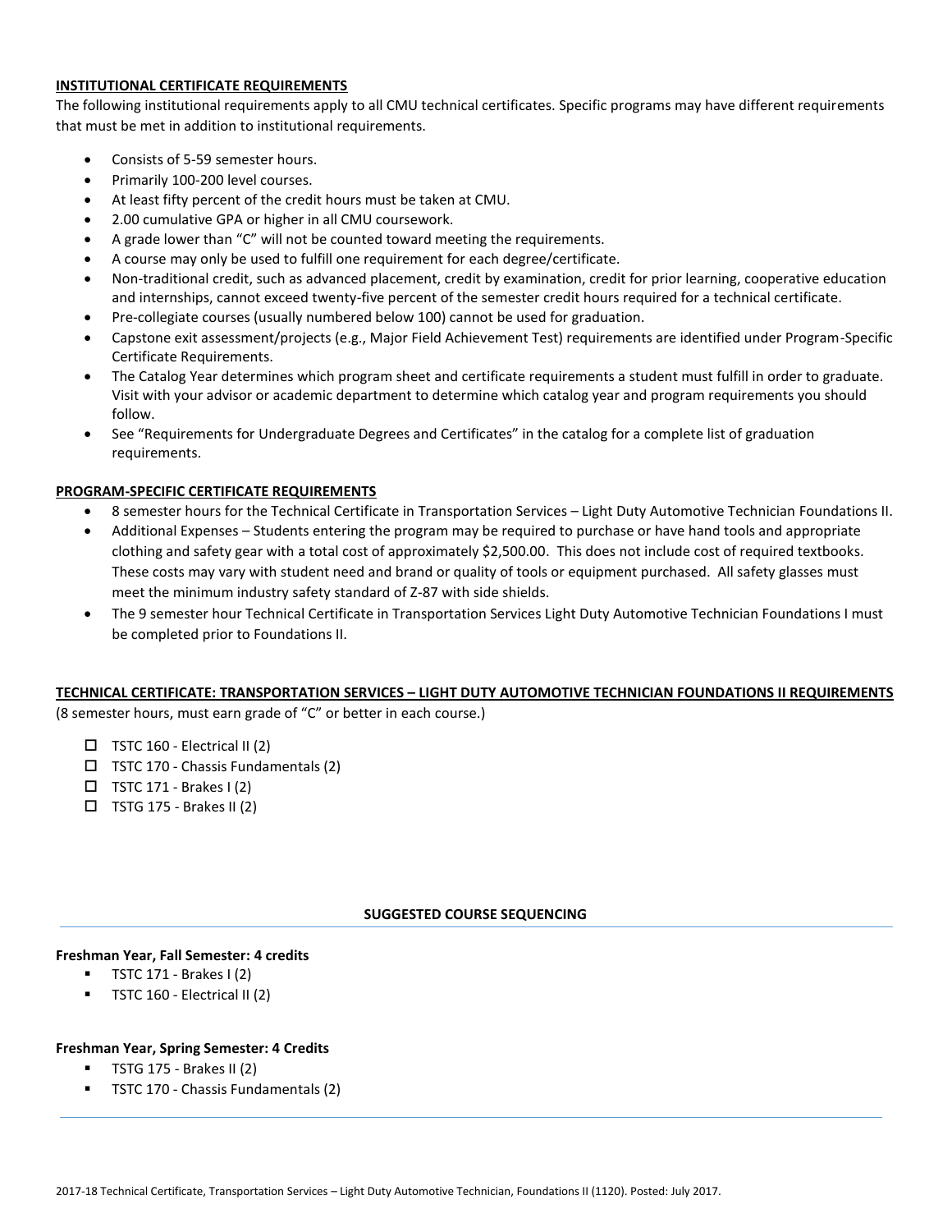**INSTITUTIONAL CERTIFICATE REQUIREMENTS**

The following institutional requirements apply to all CMU technical certificates. Specific programs may have different requirements that must be met in addition to institutional requirements.

- Consists of 5-59 semester hours.
- Primarily 100-200 level courses.
- At least fifty percent of the credit hours must be taken at CMU.
- 2.00 cumulative GPA or higher in all CMU coursework.
- A grade lower than "C" will not be counted toward meeting the requirements.
- A course may only be used to fulfill one requirement for each degree/certificate.
- Non-traditional credit, such as advanced placement, credit by examination, credit for prior learning, cooperative education and internships, cannot exceed twenty-five percent of the semester credit hours required for a technical certificate.
- Pre-collegiate courses (usually numbered below 100) cannot be used for graduation.
- Capstone exit assessment/projects (e.g., Major Field Achievement Test) requirements are identified under Program-Specific Certificate Requirements.
- The Catalog Year determines which program sheet and certificate requirements a student must fulfill in order to graduate. Visit with your advisor or academic department to determine which catalog year and program requirements you should follow.
- See "Requirements for Undergraduate Degrees and Certificates" in the catalog for a complete list of graduation requirements.

**PROGRAM-SPECIFIC CERTIFICATE REQUIREMENTS**

- 8 semester hours for the Technical Certificate in Transportation Services – Light Duty Automotive Technician Foundations II.
- Additional Expenses – Students entering the program may be required to purchase or have hand tools and appropriate clothing and safety gear with a total cost of approximately $2,500.00. This does not include cost of required textbooks. These costs may vary with student need and brand or quality of tools or equipment purchased. All safety glasses must meet the minimum industry safety standard of Z-87 with side shields.
- The 9 semester hour Technical Certificate in Transportation Services Light Duty Automotive Technician Foundations I must be completed prior to Foundations II.

**TECHNICAL CERTIFICATE: TRANSPORTATION SERVICES – LIGHT DUTY AUTOMOTIVE TECHNICIAN FOUNDATIONS II REQUIREMENTS**

(8 semester hours, must earn grade of "C" or better in each course.)

- ☐ TSTC 160 - Electrical II (2)
- ☐ TSTC 170 - Chassis Fundamentals (2)
- ☐ TSTC 171 - Brakes I (2)
- ☐ TSTG 175 - Brakes II (2)

**SUGGESTED COURSE SEQUENCING**

**Freshman Year, Fall Semester: 4 credits**

- TSTC 171 - Brakes I (2)
- TSTC 160 - Electrical II (2)

**Freshman Year, Spring Semester: 4 Credits**

- TSTG 175 - Brakes II (2)
- TSTC 170 - Chassis Fundamentals (2)

2017-18 Technical Certificate, Transportation Services – Light Duty Automotive Technician, Foundations II (1120). Posted: July 2017.